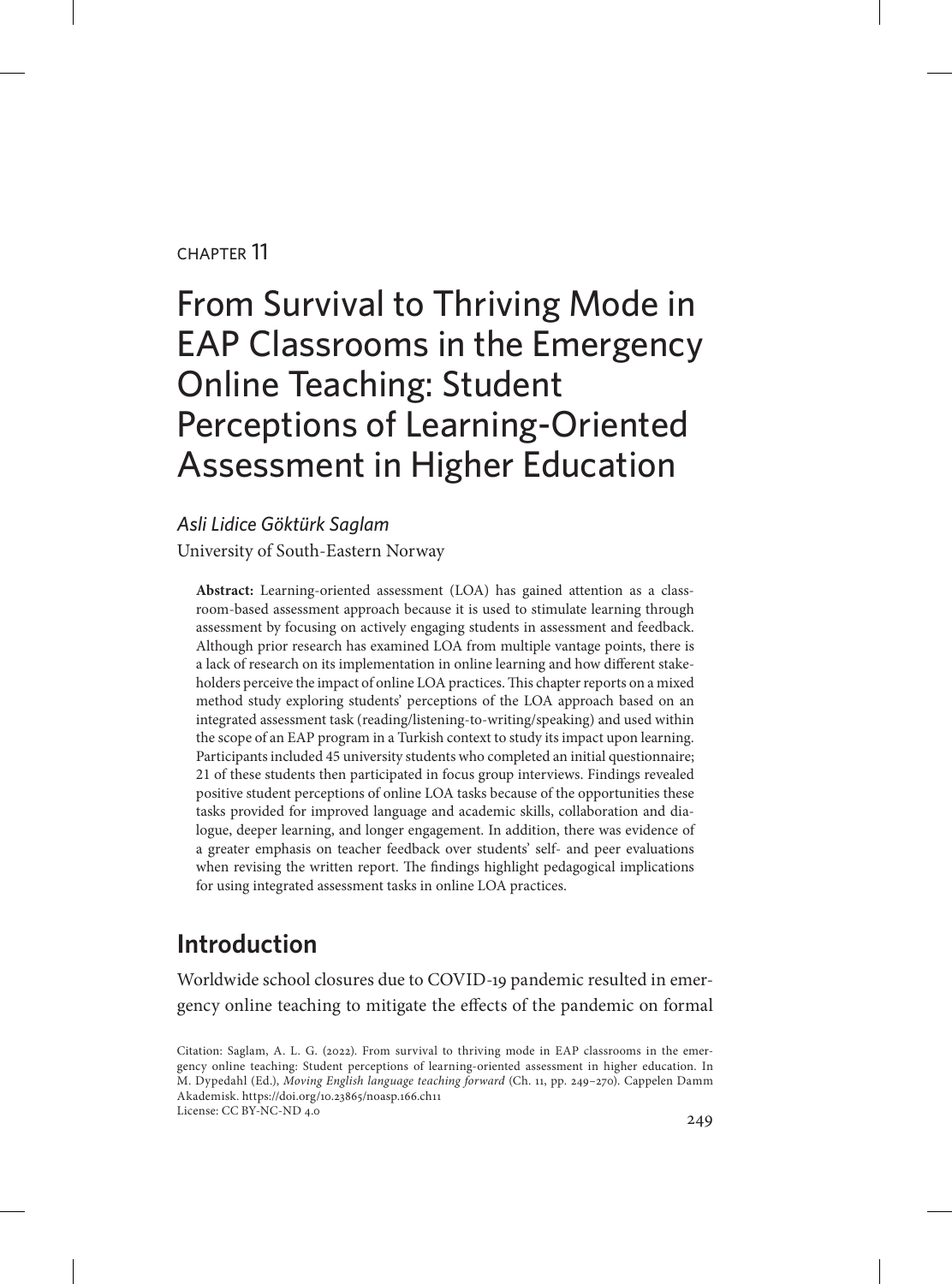CHAPTER 11

# From Survival to Thriving Mode in EAP Classrooms in the Emergency Online Teaching: Student Perceptions of Learning-Oriented Assessment in Higher Education

*Asli Lidice Göktürk Saglam*

University of South-Eastern Norway

**Abstract:** Learning-oriented assessment (LOA) has gained attention as a classroom-based assessment approach because it is used to stimulate learning through assessment by focusing on actively engaging students in assessment and feedback. Although prior research has examined LOA from multiple vantage points, there is a lack of research on its implementation in online learning and how different stakeholders perceive the impact of online LOA practices. This chapter reports on a mixed method study exploring students' perceptions of the LOA approach based on an integrated assessment task (reading/listening-to-writing/speaking) and used within the scope of an EAP program in a Turkish context to study its impact upon learning. Participants included 45 university students who completed an initial questionnaire; 21 of these students then participated in focus group interviews. Findings revealed positive student perceptions of online LOA tasks because of the opportunities these tasks provided for improved language and academic skills, collaboration and dialogue, deeper learning, and longer engagement. In addition, there was evidence of a greater emphasis on teacher feedback over students' self- and peer evaluations when revising the written report. The findings highlight pedagogical implications for using integrated assessment tasks in online LOA practices.

## Introduction

Worldwide school closures due to COVID-19 pandemic resulted in emergency online teaching to mitigate the effects of the pandemic on formal

Citation: Saglam, A. L. G. (2022). From survival to thriving mode in EAP classrooms in the emergency online teaching: Student perceptions of learning-oriented assessment in higher education. In M. Dypedahl (Ed.), *Moving English language teaching forward* (Ch. 11, pp. 249–270). Cappelen Damm Akademisk. https://doi.org/10.23865/noasp.166.ch11
License: CC BY-NC-ND 4.0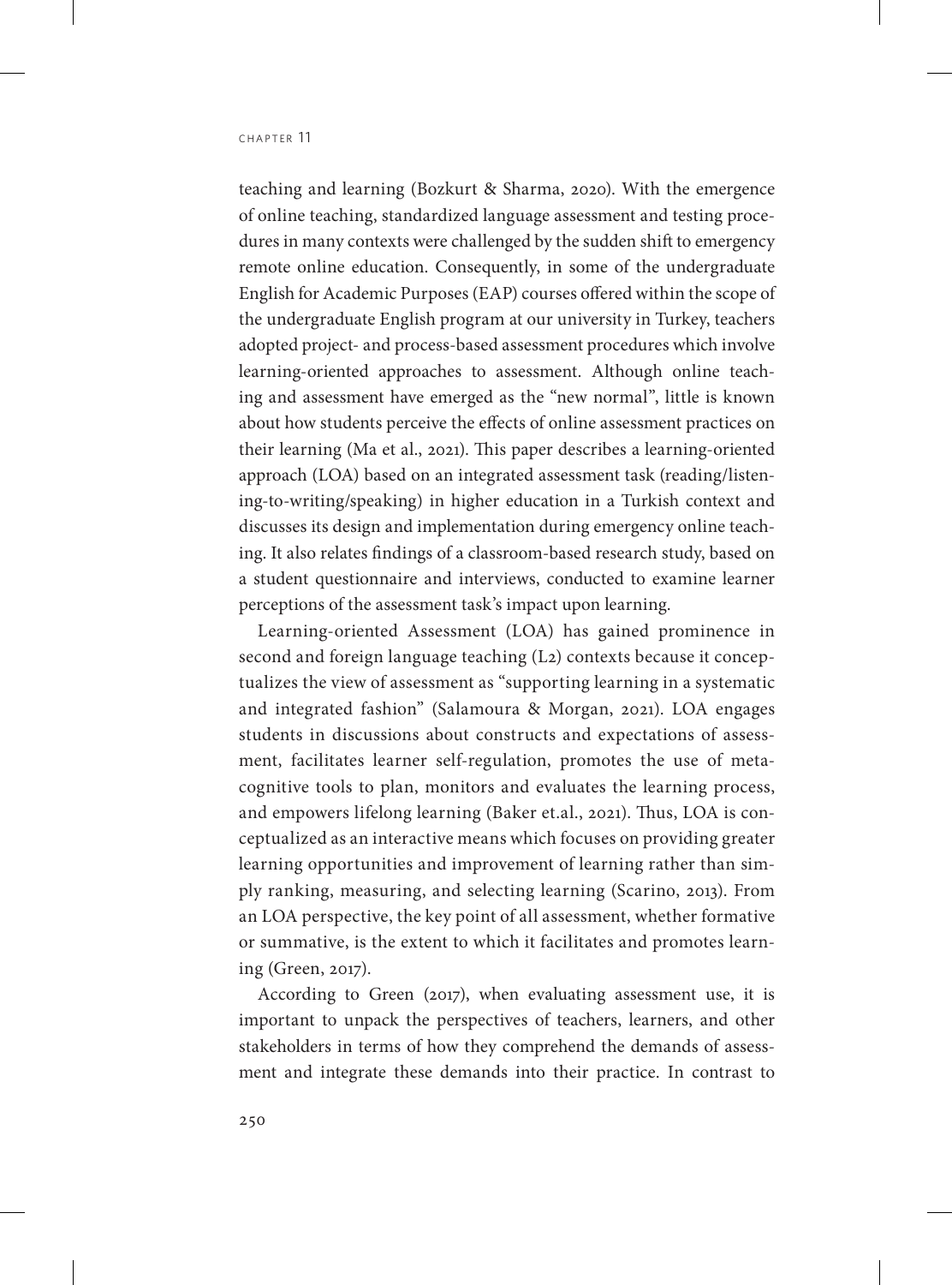teaching and learning (Bozkurt & Sharma, 2020). With the emergence of online teaching, standardized language assessment and testing procedures in many contexts were challenged by the sudden shift to emergency remote online education. Consequently, in some of the undergraduate English for Academic Purposes (EAP) courses offered within the scope of the undergraduate English program at our university in Turkey, teachers adopted project- and process-based assessment procedures which involve learning-oriented approaches to assessment. Although online teaching and assessment have emerged as the "new normal", little is known about how students perceive the effects of online assessment practices on their learning (Ma et al., 2021). This paper describes a learning-oriented approach (LOA) based on an integrated assessment task (reading/listening-to-writing/speaking) in higher education in a Turkish context and discusses its design and implementation during emergency online teaching. It also relates findings of a classroom-based research study, based on a student questionnaire and interviews, conducted to examine learner perceptions of the assessment task's impact upon learning.

Learning-oriented Assessment (LOA) has gained prominence in second and foreign language teaching (L2) contexts because it conceptualizes the view of assessment as "supporting learning in a systematic and integrated fashion" (Salamoura & Morgan, 2021). LOA engages students in discussions about constructs and expectations of assessment, facilitates learner self-regulation, promotes the use of metacognitive tools to plan, monitors and evaluates the learning process, and empowers lifelong learning (Baker et.al., 2021). Thus, LOA is conceptualized as an interactive means which focuses on providing greater learning opportunities and improvement of learning rather than simply ranking, measuring, and selecting learning (Scarino, 2013). From an LOA perspective, the key point of all assessment, whether formative or summative, is the extent to which it facilitates and promotes learning (Green, 2017).

According to Green (2017), when evaluating assessment use, it is important to unpack the perspectives of teachers, learners, and other stakeholders in terms of how they comprehend the demands of assessment and integrate these demands into their practice. In contrast to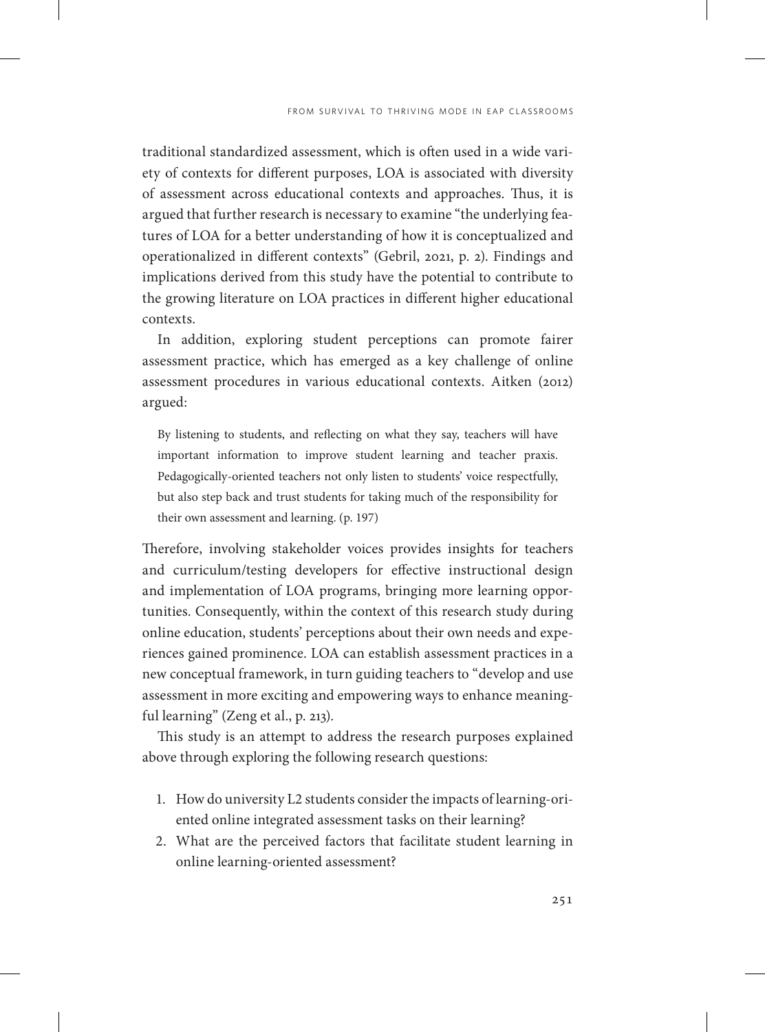traditional standardized assessment, which is often used in a wide variety of contexts for different purposes, LOA is associated with diversity of assessment across educational contexts and approaches. Thus, it is argued that further research is necessary to examine "the underlying features of LOA for a better understanding of how it is conceptualized and operationalized in different contexts" (Gebril, 2021, p. 2). Findings and implications derived from this study have the potential to contribute to the growing literature on LOA practices in different higher educational contexts.

In addition, exploring student perceptions can promote fairer assessment practice, which has emerged as a key challenge of online assessment procedures in various educational contexts. Aitken (2012) argued:

> By listening to students, and reflecting on what they say, teachers will have important information to improve student learning and teacher praxis. Pedagogically-oriented teachers not only listen to students' voice respectfully, but also step back and trust students for taking much of the responsibility for their own assessment and learning. (p. 197)

Therefore, involving stakeholder voices provides insights for teachers and curriculum/testing developers for effective instructional design and implementation of LOA programs, bringing more learning opportunities. Consequently, within the context of this research study during online education, students' perceptions about their own needs and experiences gained prominence. LOA can establish assessment practices in a new conceptual framework, in turn guiding teachers to "develop and use assessment in more exciting and empowering ways to enhance meaningful learning" (Zeng et al., p. 213).

This study is an attempt to address the research purposes explained above through exploring the following research questions:

1. How do university L2 students consider the impacts of learning-oriented online integrated assessment tasks on their learning?
2. What are the perceived factors that facilitate student learning in online learning-oriented assessment?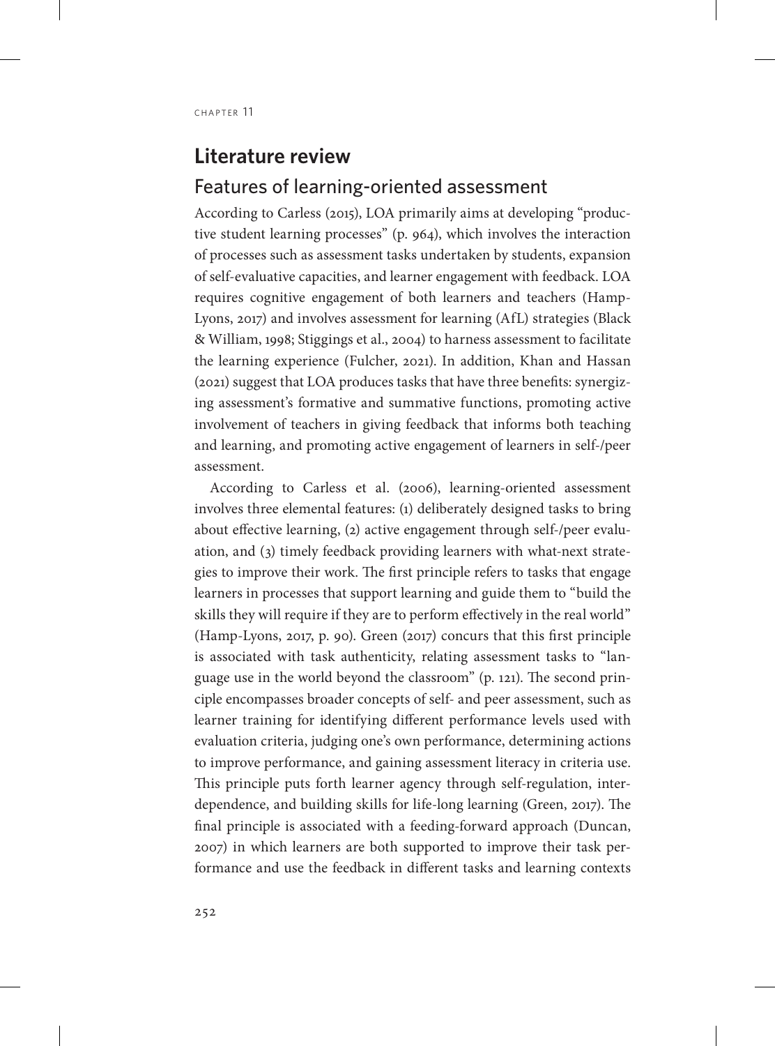## Literature review

### Features of learning-oriented assessment

According to Carless (2015), LOA primarily aims at developing "productive student learning processes" (p. 964), which involves the interaction of processes such as assessment tasks undertaken by students, expansion of self-evaluative capacities, and learner engagement with feedback. LOA requires cognitive engagement of both learners and teachers (Hamp-Lyons, 2017) and involves assessment for learning (AfL) strategies (Black & William, 1998; Stiggings et al., 2004) to harness assessment to facilitate the learning experience (Fulcher, 2021). In addition, Khan and Hassan (2021) suggest that LOA produces tasks that have three benefits: synergizing assessment's formative and summative functions, promoting active involvement of teachers in giving feedback that informs both teaching and learning, and promoting active engagement of learners in self-/peer assessment.

According to Carless et al. (2006), learning-oriented assessment involves three elemental features: (1) deliberately designed tasks to bring about effective learning, (2) active engagement through self-/peer evaluation, and (3) timely feedback providing learners with what-next strategies to improve their work. The first principle refers to tasks that engage learners in processes that support learning and guide them to "build the skills they will require if they are to perform effectively in the real world" (Hamp-Lyons, 2017, p. 90). Green (2017) concurs that this first principle is associated with task authenticity, relating assessment tasks to "language use in the world beyond the classroom" (p. 121). The second principle encompasses broader concepts of self- and peer assessment, such as learner training for identifying different performance levels used with evaluation criteria, judging one's own performance, determining actions to improve performance, and gaining assessment literacy in criteria use. This principle puts forth learner agency through self-regulation, interdependence, and building skills for life-long learning (Green, 2017). The final principle is associated with a feeding-forward approach (Duncan, 2007) in which learners are both supported to improve their task performance and use the feedback in different tasks and learning contexts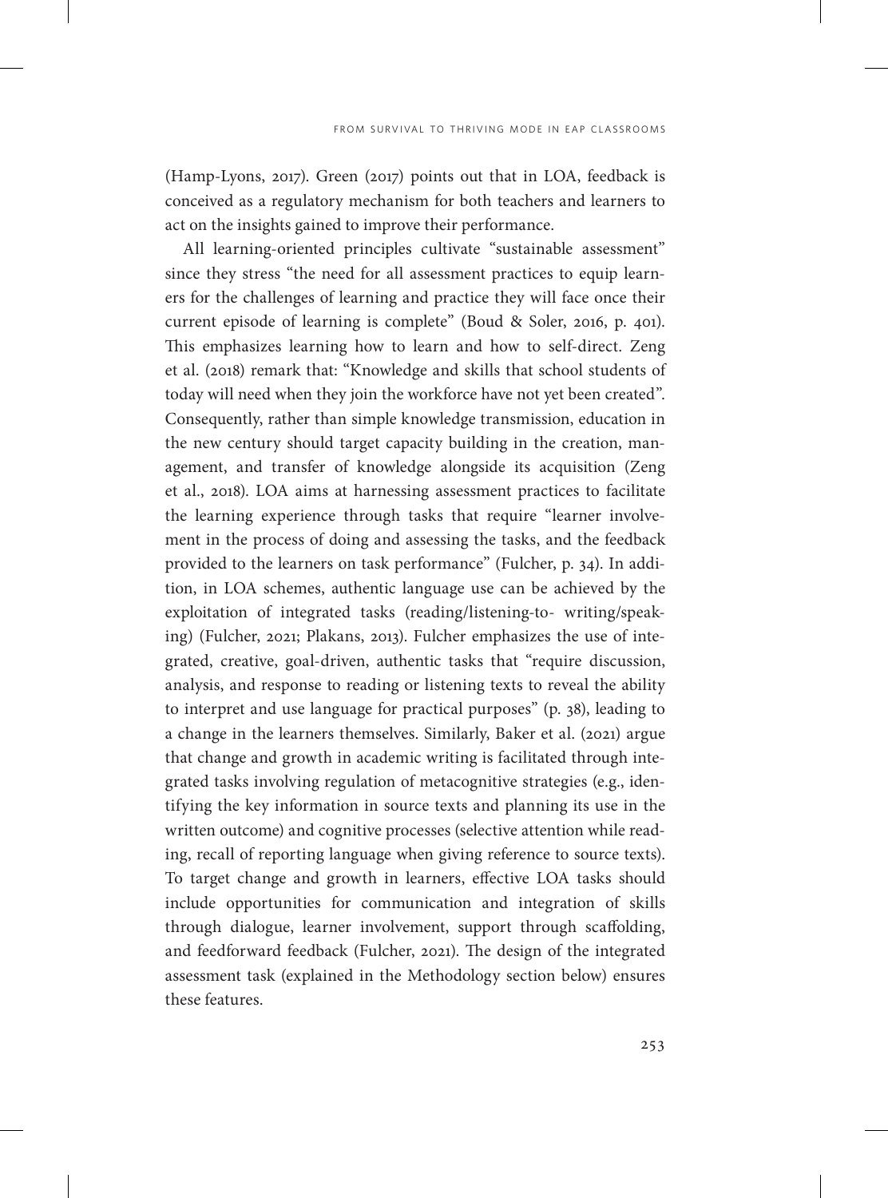(Hamp-Lyons, 2017). Green (2017) points out that in LOA, feedback is conceived as a regulatory mechanism for both teachers and learners to act on the insights gained to improve their performance.

All learning-oriented principles cultivate "sustainable assessment" since they stress "the need for all assessment practices to equip learners for the challenges of learning and practice they will face once their current episode of learning is complete" (Boud & Soler, 2016, p. 401). This emphasizes learning how to learn and how to self-direct. Zeng et al. (2018) remark that: "Knowledge and skills that school students of today will need when they join the workforce have not yet been created". Consequently, rather than simple knowledge transmission, education in the new century should target capacity building in the creation, management, and transfer of knowledge alongside its acquisition (Zeng et al., 2018). LOA aims at harnessing assessment practices to facilitate the learning experience through tasks that require "learner involvement in the process of doing and assessing the tasks, and the feedback provided to the learners on task performance" (Fulcher, p. 34). In addition, in LOA schemes, authentic language use can be achieved by the exploitation of integrated tasks (reading/listening-to- writing/speaking) (Fulcher, 2021; Plakans, 2013). Fulcher emphasizes the use of integrated, creative, goal-driven, authentic tasks that "require discussion, analysis, and response to reading or listening texts to reveal the ability to interpret and use language for practical purposes" (p. 38), leading to a change in the learners themselves. Similarly, Baker et al. (2021) argue that change and growth in academic writing is facilitated through integrated tasks involving regulation of metacognitive strategies (e.g., identifying the key information in source texts and planning its use in the written outcome) and cognitive processes (selective attention while reading, recall of reporting language when giving reference to source texts). To target change and growth in learners, effective LOA tasks should include opportunities for communication and integration of skills through dialogue, learner involvement, support through scaffolding, and feedforward feedback (Fulcher, 2021). The design of the integrated assessment task (explained in the Methodology section below) ensures these features.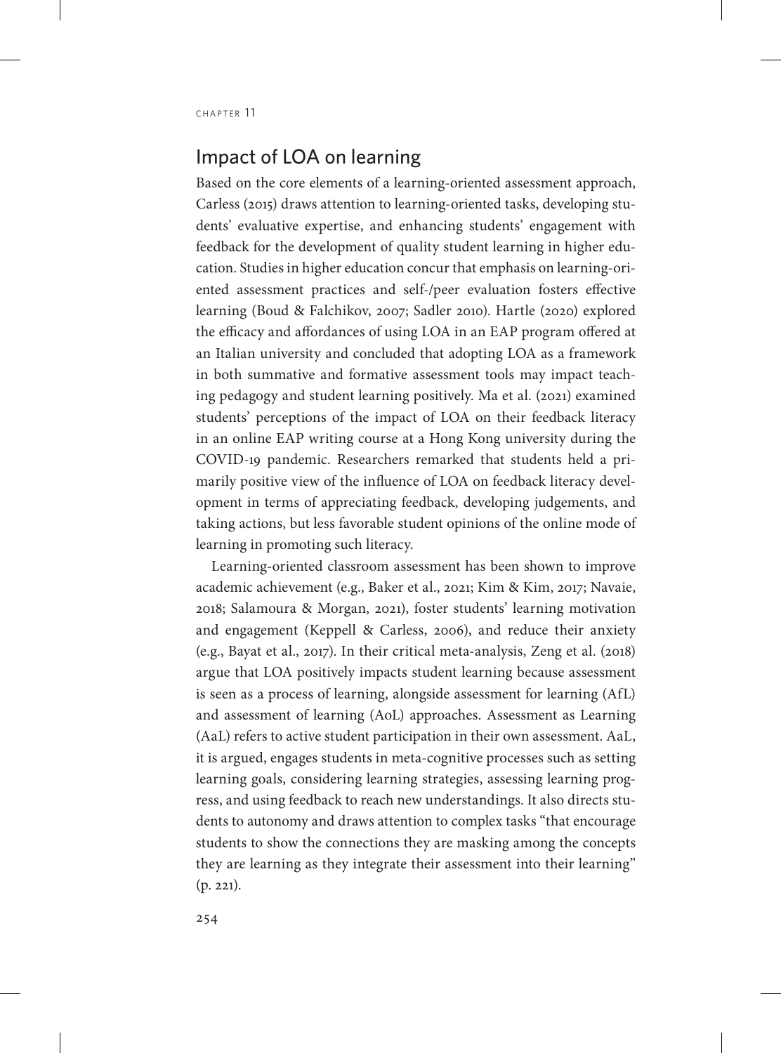## Impact of LOA on learning

Based on the core elements of a learning-oriented assessment approach, Carless (2015) draws attention to learning-oriented tasks, developing students' evaluative expertise, and enhancing students' engagement with feedback for the development of quality student learning in higher education. Studies in higher education concur that emphasis on learning-oriented assessment practices and self-/peer evaluation fosters effective learning (Boud & Falchikov, 2007; Sadler 2010). Hartle (2020) explored the efficacy and affordances of using LOA in an EAP program offered at an Italian university and concluded that adopting LOA as a framework in both summative and formative assessment tools may impact teaching pedagogy and student learning positively. Ma et al. (2021) examined students' perceptions of the impact of LOA on their feedback literacy in an online EAP writing course at a Hong Kong university during the COVID-19 pandemic. Researchers remarked that students held a primarily positive view of the influence of LOA on feedback literacy development in terms of appreciating feedback, developing judgements, and taking actions, but less favorable student opinions of the online mode of learning in promoting such literacy.

Learning-oriented classroom assessment has been shown to improve academic achievement (e.g., Baker et al., 2021; Kim & Kim, 2017; Navaie, 2018; Salamoura & Morgan, 2021), foster students' learning motivation and engagement (Keppell & Carless, 2006), and reduce their anxiety (e.g., Bayat et al., 2017). In their critical meta-analysis, Zeng et al. (2018) argue that LOA positively impacts student learning because assessment is seen as a process of learning, alongside assessment for learning (AfL) and assessment of learning (AoL) approaches. Assessment as Learning (AaL) refers to active student participation in their own assessment. AaL, it is argued, engages students in meta-cognitive processes such as setting learning goals, considering learning strategies, assessing learning progress, and using feedback to reach new understandings. It also directs students to autonomy and draws attention to complex tasks "that encourage students to show the connections they are masking among the concepts they are learning as they integrate their assessment into their learning" (p. 221).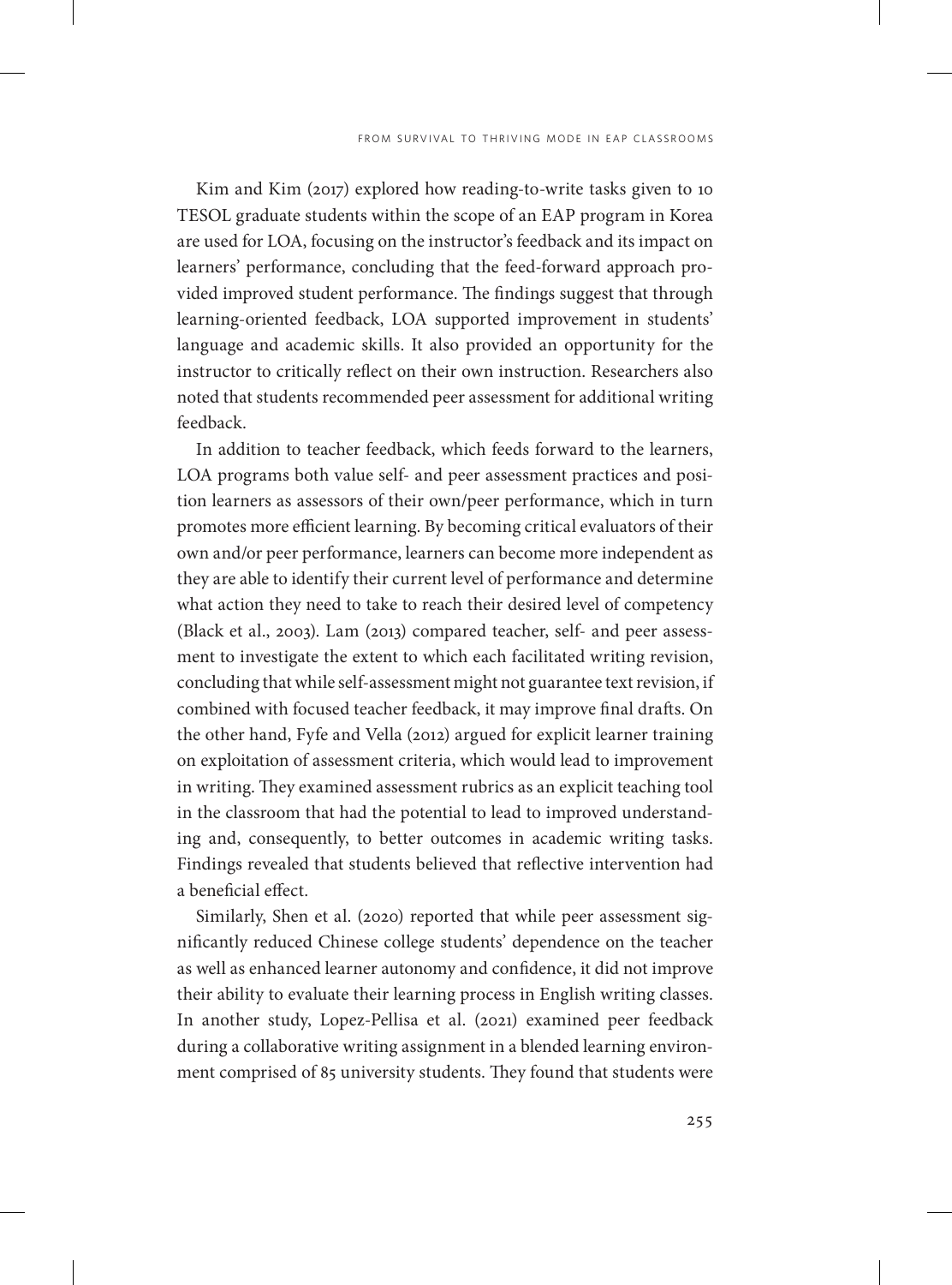Kim and Kim (2017) explored how reading-to-write tasks given to 10 TESOL graduate students within the scope of an EAP program in Korea are used for LOA, focusing on the instructor's feedback and its impact on learners' performance, concluding that the feed-forward approach provided improved student performance. The findings suggest that through learning-oriented feedback, LOA supported improvement in students' language and academic skills. It also provided an opportunity for the instructor to critically reflect on their own instruction. Researchers also noted that students recommended peer assessment for additional writing feedback.

In addition to teacher feedback, which feeds forward to the learners, LOA programs both value self- and peer assessment practices and position learners as assessors of their own/peer performance, which in turn promotes more efficient learning. By becoming critical evaluators of their own and/or peer performance, learners can become more independent as they are able to identify their current level of performance and determine what action they need to take to reach their desired level of competency (Black et al., 2003). Lam (2013) compared teacher, self- and peer assessment to investigate the extent to which each facilitated writing revision, concluding that while self-assessment might not guarantee text revision, if combined with focused teacher feedback, it may improve final drafts. On the other hand, Fyfe and Vella (2012) argued for explicit learner training on exploitation of assessment criteria, which would lead to improvement in writing. They examined assessment rubrics as an explicit teaching tool in the classroom that had the potential to lead to improved understanding and, consequently, to better outcomes in academic writing tasks. Findings revealed that students believed that reflective intervention had a beneficial effect.

Similarly, Shen et al. (2020) reported that while peer assessment significantly reduced Chinese college students' dependence on the teacher as well as enhanced learner autonomy and confidence, it did not improve their ability to evaluate their learning process in English writing classes. In another study, Lopez-Pellisa et al. (2021) examined peer feedback during a collaborative writing assignment in a blended learning environment comprised of 85 university students. They found that students were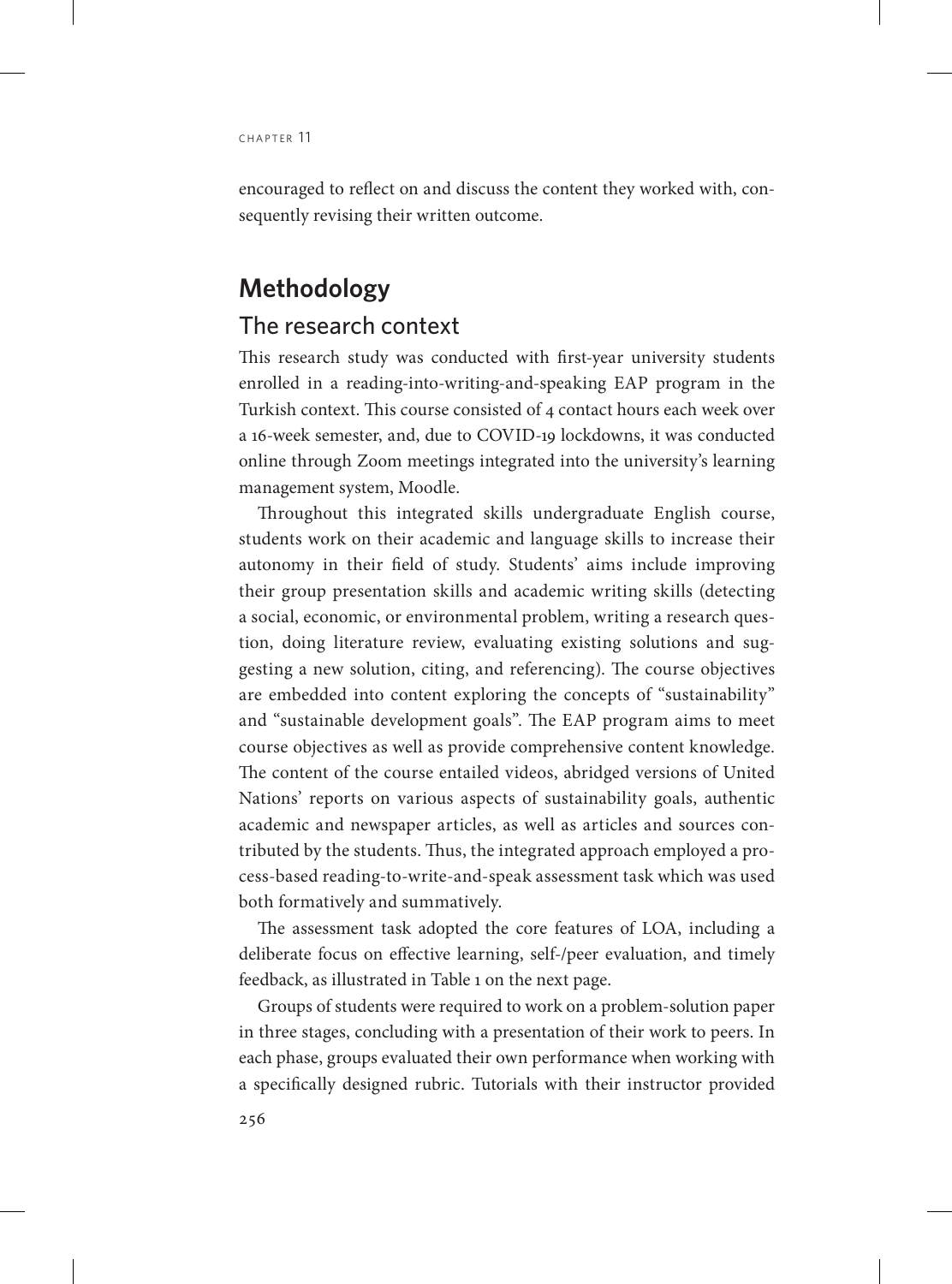encouraged to reflect on and discuss the content they worked with, consequently revising their written outcome.

## Methodology

### The research context

This research study was conducted with first-year university students enrolled in a reading-into-writing-and-speaking EAP program in the Turkish context. This course consisted of 4 contact hours each week over a 16-week semester, and, due to COVID-19 lockdowns, it was conducted online through Zoom meetings integrated into the university's learning management system, Moodle.

Throughout this integrated skills undergraduate English course, students work on their academic and language skills to increase their autonomy in their field of study. Students' aims include improving their group presentation skills and academic writing skills (detecting a social, economic, or environmental problem, writing a research question, doing literature review, evaluating existing solutions and suggesting a new solution, citing, and referencing). The course objectives are embedded into content exploring the concepts of "sustainability" and "sustainable development goals". The EAP program aims to meet course objectives as well as provide comprehensive content knowledge. The content of the course entailed videos, abridged versions of United Nations' reports on various aspects of sustainability goals, authentic academic and newspaper articles, as well as articles and sources contributed by the students. Thus, the integrated approach employed a process-based reading-to-write-and-speak assessment task which was used both formatively and summatively.

The assessment task adopted the core features of LOA, including a deliberate focus on effective learning, self-/peer evaluation, and timely feedback, as illustrated in Table 1 on the next page.

Groups of students were required to work on a problem-solution paper in three stages, concluding with a presentation of their work to peers. In each phase, groups evaluated their own performance when working with a specifically designed rubric. Tutorials with their instructor provided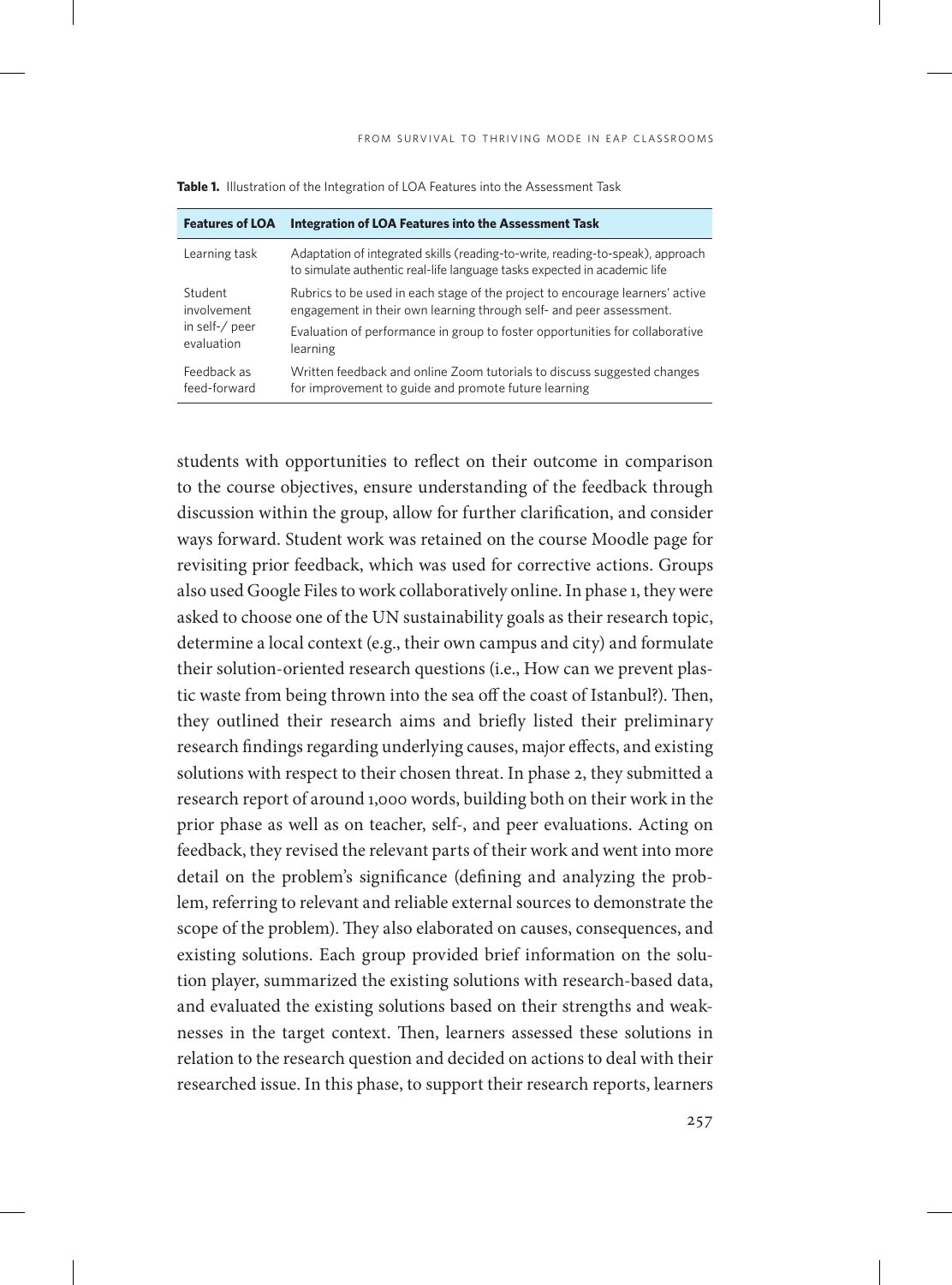**Table 1.** Illustration of the Integration of LOA Features into the Assessment Task

| Features of LOA | Integration of LOA Features into the Assessment Task |
|---|---|
| Learning task | Adaptation of integrated skills (reading-to-write, reading-to-speak), approach to simulate authentic real-life language tasks expected in academic life |
| Student involvement in self-/ peer evaluation | Rubrics to be used in each stage of the project to encourage learners' active engagement in their own learning through self- and peer assessment.<br>Evaluation of performance in group to foster opportunities for collaborative learning |
| Feedback as feed-forward | Written feedback and online Zoom tutorials to discuss suggested changes for improvement to guide and promote future learning |

students with opportunities to reflect on their outcome in comparison to the course objectives, ensure understanding of the feedback through discussion within the group, allow for further clarification, and consider ways forward. Student work was retained on the course Moodle page for revisiting prior feedback, which was used for corrective actions. Groups also used Google Files to work collaboratively online. In phase 1, they were asked to choose one of the UN sustainability goals as their research topic, determine a local context (e.g., their own campus and city) and formulate their solution-oriented research questions (i.e., How can we prevent plastic waste from being thrown into the sea off the coast of Istanbul?). Then, they outlined their research aims and briefly listed their preliminary research findings regarding underlying causes, major effects, and existing solutions with respect to their chosen threat. In phase 2, they submitted a research report of around 1,000 words, building both on their work in the prior phase as well as on teacher, self-, and peer evaluations. Acting on feedback, they revised the relevant parts of their work and went into more detail on the problem's significance (defining and analyzing the problem, referring to relevant and reliable external sources to demonstrate the scope of the problem). They also elaborated on causes, consequences, and existing solutions. Each group provided brief information on the solution player, summarized the existing solutions with research-based data, and evaluated the existing solutions based on their strengths and weaknesses in the target context. Then, learners assessed these solutions in relation to the research question and decided on actions to deal with their researched issue. In this phase, to support their research reports, learners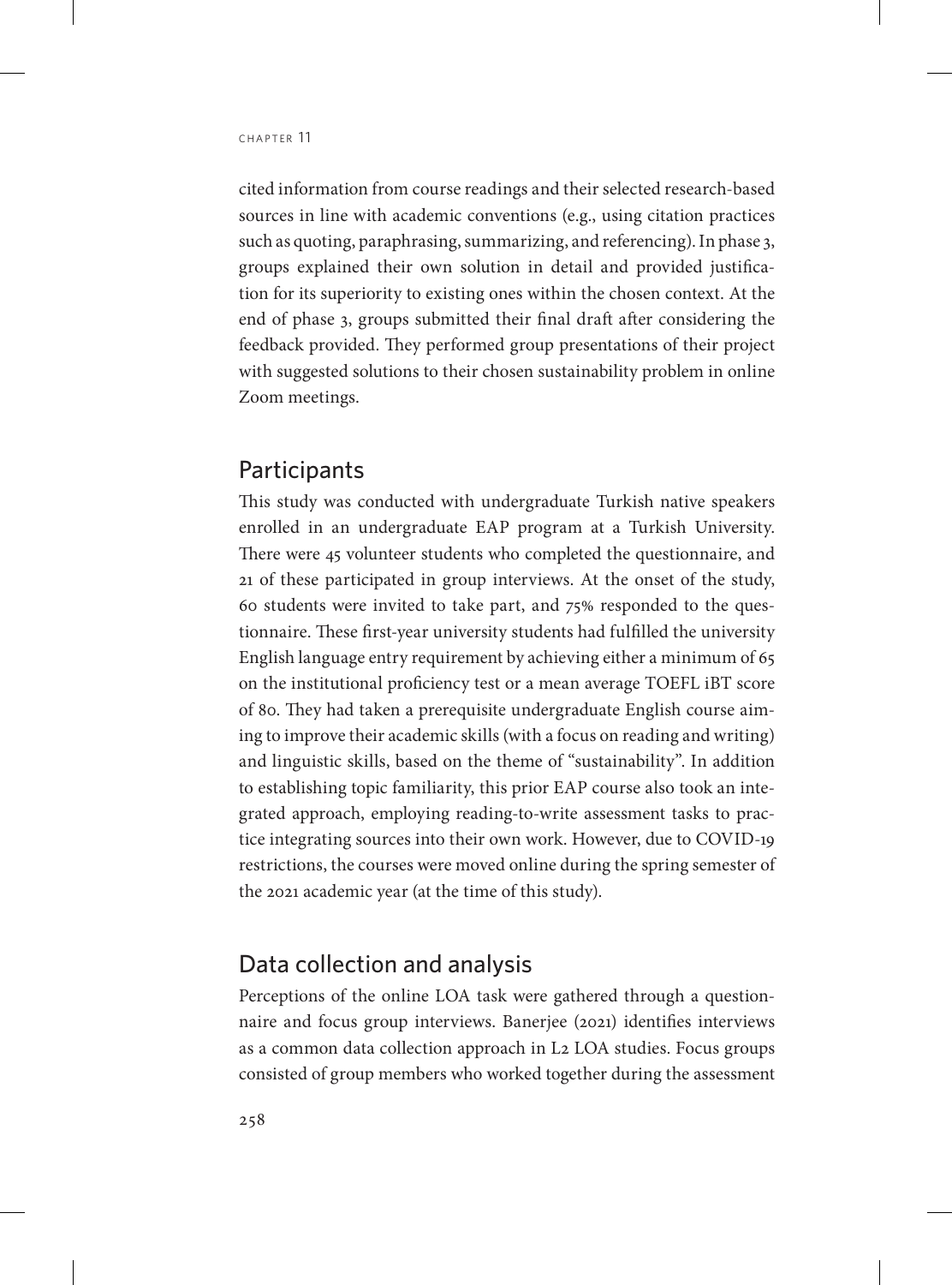cited information from course readings and their selected research-based sources in line with academic conventions (e.g., using citation practices such as quoting, paraphrasing, summarizing, and referencing). In phase 3, groups explained their own solution in detail and provided justification for its superiority to existing ones within the chosen context. At the end of phase 3, groups submitted their final draft after considering the feedback provided. They performed group presentations of their project with suggested solutions to their chosen sustainability problem in online Zoom meetings.

## Participants

This study was conducted with undergraduate Turkish native speakers enrolled in an undergraduate EAP program at a Turkish University. There were 45 volunteer students who completed the questionnaire, and 21 of these participated in group interviews. At the onset of the study, 60 students were invited to take part, and 75% responded to the questionnaire. These first-year university students had fulfilled the university English language entry requirement by achieving either a minimum of 65 on the institutional proficiency test or a mean average TOEFL iBT score of 80. They had taken a prerequisite undergraduate English course aiming to improve their academic skills (with a focus on reading and writing) and linguistic skills, based on the theme of "sustainability". In addition to establishing topic familiarity, this prior EAP course also took an integrated approach, employing reading-to-write assessment tasks to practice integrating sources into their own work. However, due to COVID-19 restrictions, the courses were moved online during the spring semester of the 2021 academic year (at the time of this study).

## Data collection and analysis

Perceptions of the online LOA task were gathered through a questionnaire and focus group interviews. Banerjee (2021) identifies interviews as a common data collection approach in L2 LOA studies. Focus groups consisted of group members who worked together during the assessment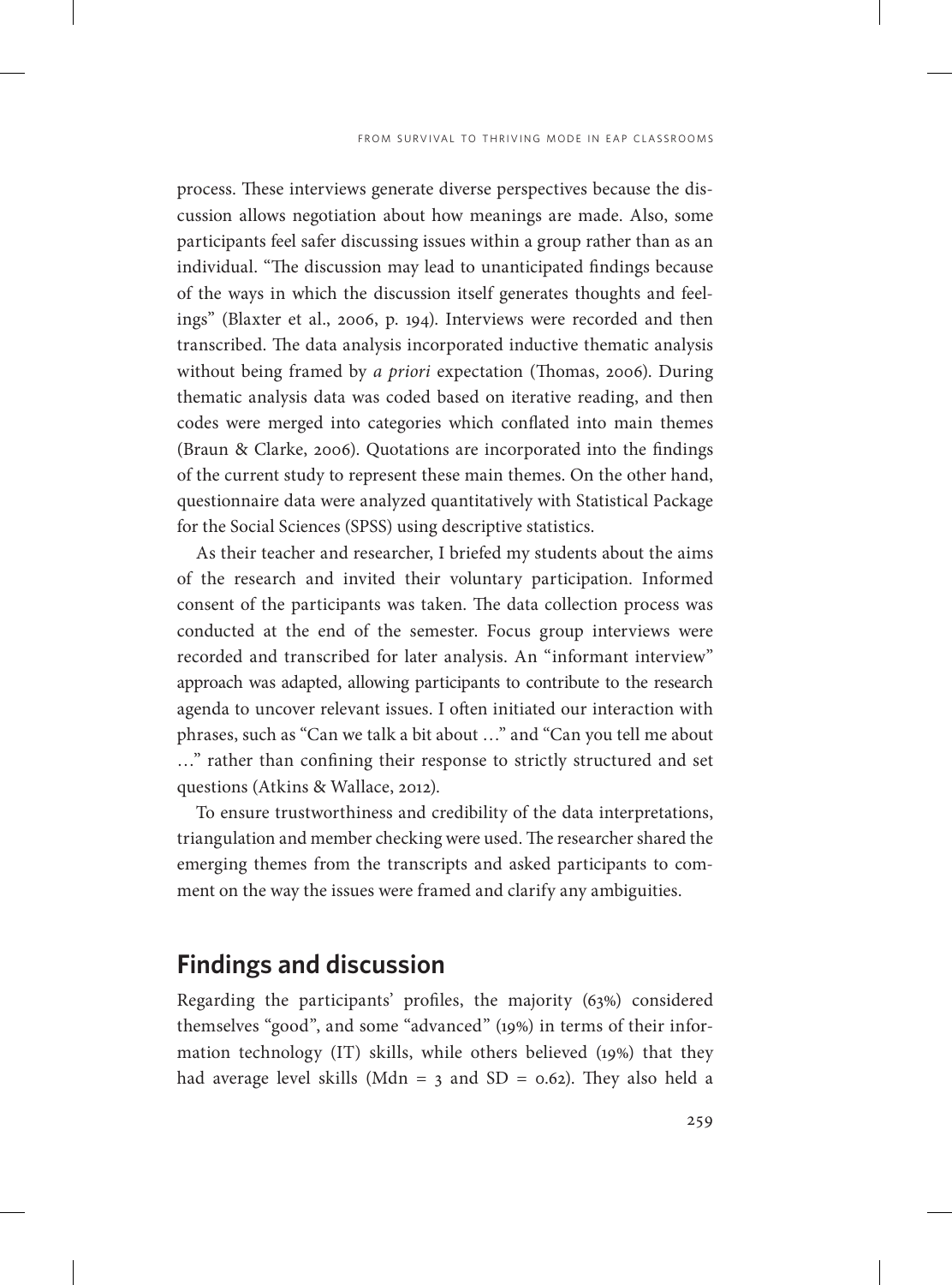process. These interviews generate diverse perspectives because the discussion allows negotiation about how meanings are made. Also, some participants feel safer discussing issues within a group rather than as an individual. "The discussion may lead to unanticipated findings because of the ways in which the discussion itself generates thoughts and feelings" (Blaxter et al., 2006, p. 194). Interviews were recorded and then transcribed. The data analysis incorporated inductive thematic analysis without being framed by *a priori* expectation (Thomas, 2006). During thematic analysis data was coded based on iterative reading, and then codes were merged into categories which conflated into main themes (Braun & Clarke, 2006). Quotations are incorporated into the findings of the current study to represent these main themes. On the other hand, questionnaire data were analyzed quantitatively with Statistical Package for the Social Sciences (SPSS) using descriptive statistics.

As their teacher and researcher, I briefed my students about the aims of the research and invited their voluntary participation. Informed consent of the participants was taken. The data collection process was conducted at the end of the semester. Focus group interviews were recorded and transcribed for later analysis. An "informant interview" approach was adapted, allowing participants to contribute to the research agenda to uncover relevant issues. I often initiated our interaction with phrases, such as "Can we talk a bit about …" and "Can you tell me about …" rather than confining their response to strictly structured and set questions (Atkins & Wallace, 2012).

To ensure trustworthiness and credibility of the data interpretations, triangulation and member checking were used. The researcher shared the emerging themes from the transcripts and asked participants to comment on the way the issues were framed and clarify any ambiguities.

## Findings and discussion

Regarding the participants' profiles, the majority (63%) considered themselves "good", and some "advanced" (19%) in terms of their information technology (IT) skills, while others believed (19%) that they had average level skills (Mdn = 3 and SD = 0.62). They also held a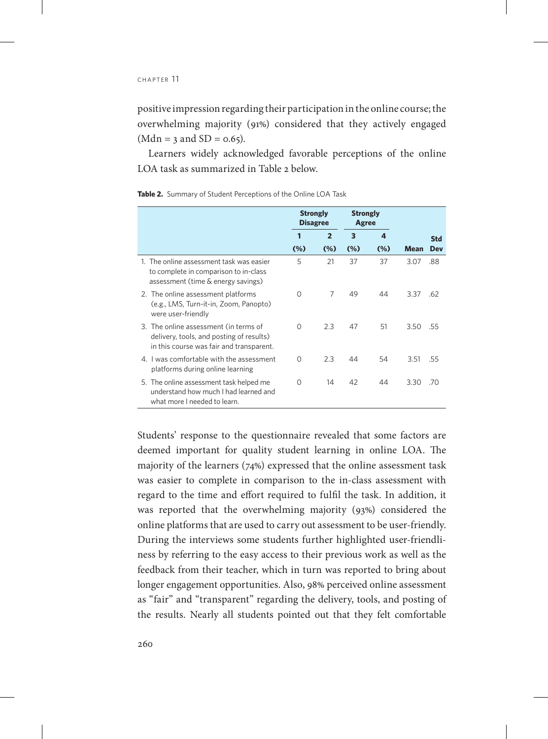positive impression regarding their participation in the online course; the overwhelming majority (91%) considered that they actively engaged (Mdn = 3 and SD = 0.65).

Learners widely acknowledged favorable perceptions of the online LOA task as summarized in Table 2 below.

**Table 2.** Summary of Student Perceptions of the Online LOA Task

| | Strongly Disagree | | Strongly Agree | | | |
|---|---|---|---|---|---|---|
| | 1 (%) | 2 (%) | 3 (%) | 4 (%) | Mean | Std Dev |
| 1. The online assessment task was easier to complete in comparison to in-class assessment (time & energy savings) | 5 | 21 | 37 | 37 | 3.07 | .88 |
| 2. The online assessment platforms (e.g., LMS, Turn-it-in, Zoom, Panopto) were user-friendly | 0 | 7 | 49 | 44 | 3.37 | .62 |
| 3. The online assessment (in terms of delivery, tools, and posting of results) in this course was fair and transparent. | 0 | 2.3 | 47 | 51 | 3.50 | .55 |
| 4. I was comfortable with the assessment platforms during online learning | 0 | 2.3 | 44 | 54 | 3.51 | .55 |
| 5. The online assessment task helped me understand how much I had learned and what more I needed to learn. | 0 | 14 | 42 | 44 | 3.30 | .70 |

Students' response to the questionnaire revealed that some factors are deemed important for quality student learning in online LOA. The majority of the learners (74%) expressed that the online assessment task was easier to complete in comparison to the in-class assessment with regard to the time and effort required to fulfil the task. In addition, it was reported that the overwhelming majority (93%) considered the online platforms that are used to carry out assessment to be user-friendly. During the interviews some students further highlighted user-friendliness by referring to the easy access to their previous work as well as the feedback from their teacher, which in turn was reported to bring about longer engagement opportunities. Also, 98% perceived online assessment as "fair" and "transparent" regarding the delivery, tools, and posting of the results. Nearly all students pointed out that they felt comfortable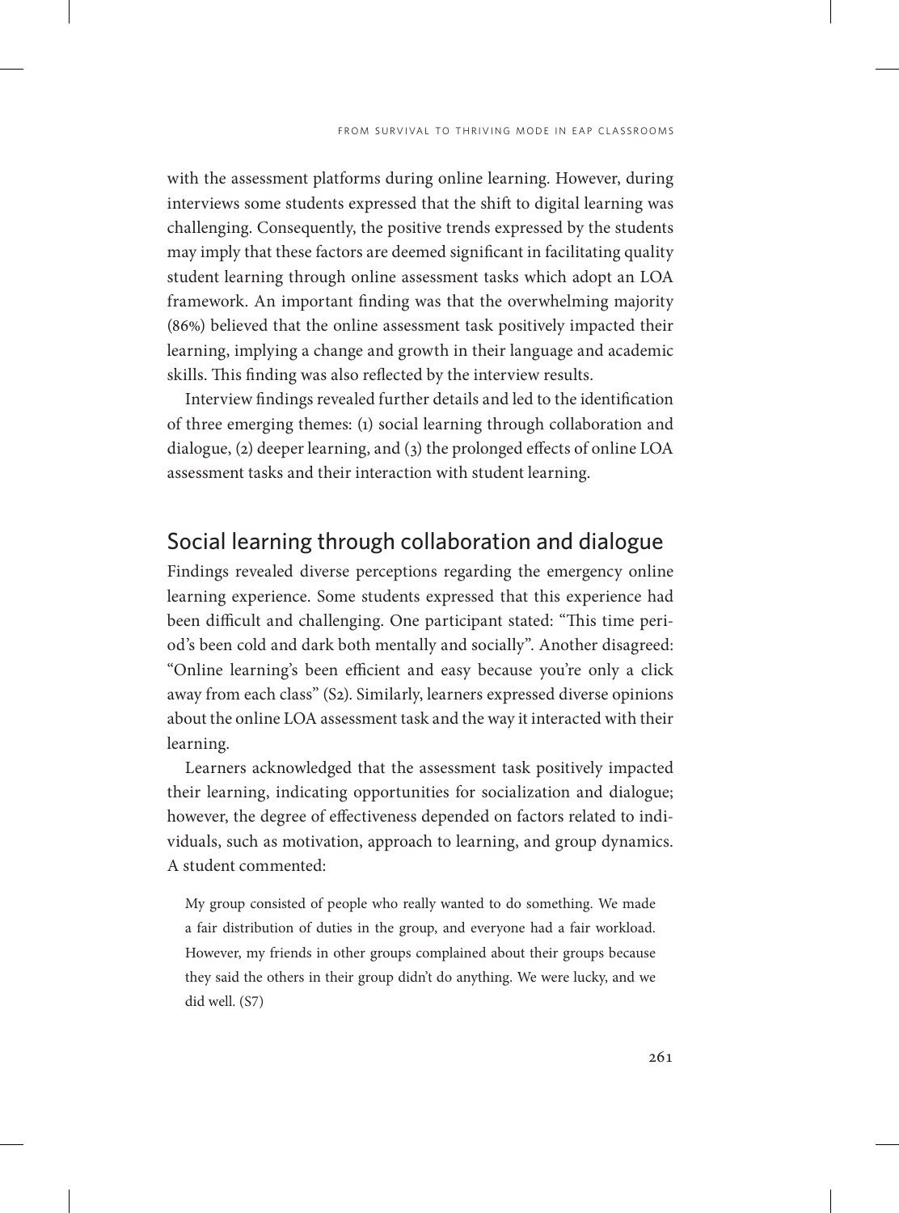with the assessment platforms during online learning. However, during interviews some students expressed that the shift to digital learning was challenging. Consequently, the positive trends expressed by the students may imply that these factors are deemed significant in facilitating quality student learning through online assessment tasks which adopt an LOA framework. An important finding was that the overwhelming majority (86%) believed that the online assessment task positively impacted their learning, implying a change and growth in their language and academic skills. This finding was also reflected by the interview results.

Interview findings revealed further details and led to the identification of three emerging themes: (1) social learning through collaboration and dialogue, (2) deeper learning, and (3) the prolonged effects of online LOA assessment tasks and their interaction with student learning.

## Social learning through collaboration and dialogue

Findings revealed diverse perceptions regarding the emergency online learning experience. Some students expressed that this experience had been difficult and challenging. One participant stated: "This time period's been cold and dark both mentally and socially". Another disagreed: "Online learning's been efficient and easy because you're only a click away from each class" (S2). Similarly, learners expressed diverse opinions about the online LOA assessment task and the way it interacted with their learning.

Learners acknowledged that the assessment task positively impacted their learning, indicating opportunities for socialization and dialogue; however, the degree of effectiveness depended on factors related to individuals, such as motivation, approach to learning, and group dynamics. A student commented:

> My group consisted of people who really wanted to do something. We made a fair distribution of duties in the group, and everyone had a fair workload. However, my friends in other groups complained about their groups because they said the others in their group didn't do anything. We were lucky, and we did well. (S7)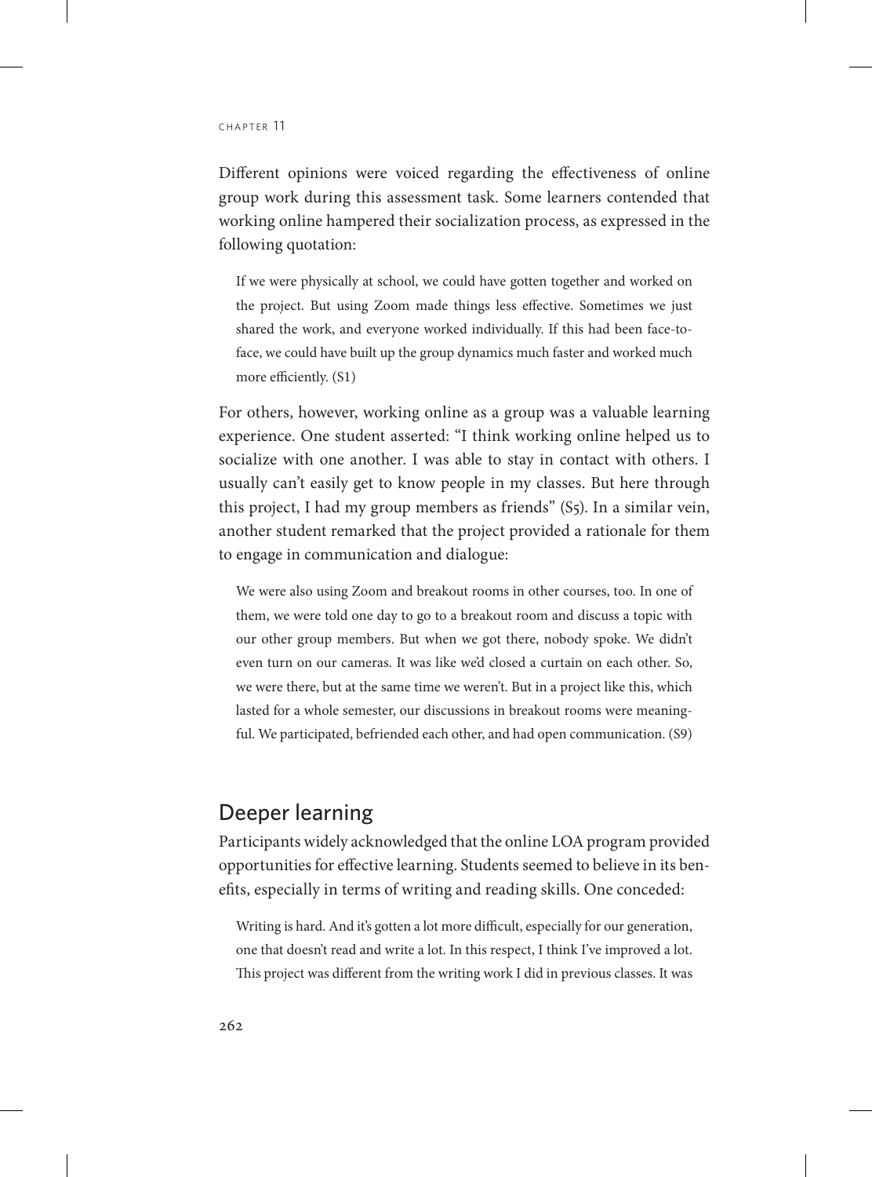Different opinions were voiced regarding the effectiveness of online group work during this assessment task. Some learners contended that working online hampered their socialization process, as expressed in the following quotation:

> If we were physically at school, we could have gotten together and worked on the project. But using Zoom made things less effective. Sometimes we just shared the work, and everyone worked individually. If this had been face-to-face, we could have built up the group dynamics much faster and worked much more efficiently. (S1)

For others, however, working online as a group was a valuable learning experience. One student asserted: "I think working online helped us to socialize with one another. I was able to stay in contact with others. I usually can't easily get to know people in my classes. But here through this project, I had my group members as friends" (S5). In a similar vein, another student remarked that the project provided a rationale for them to engage in communication and dialogue:

> We were also using Zoom and breakout rooms in other courses, too. In one of them, we were told one day to go to a breakout room and discuss a topic with our other group members. But when we got there, nobody spoke. We didn't even turn on our cameras. It was like we'd closed a curtain on each other. So, we were there, but at the same time we weren't. But in a project like this, which lasted for a whole semester, our discussions in breakout rooms were meaningful. We participated, befriended each other, and had open communication. (S9)

## Deeper learning

Participants widely acknowledged that the online LOA program provided opportunities for effective learning. Students seemed to believe in its benefits, especially in terms of writing and reading skills. One conceded:

> Writing is hard. And it's gotten a lot more difficult, especially for our generation, one that doesn't read and write a lot. In this respect, I think I've improved a lot. This project was different from the writing work I did in previous classes. It was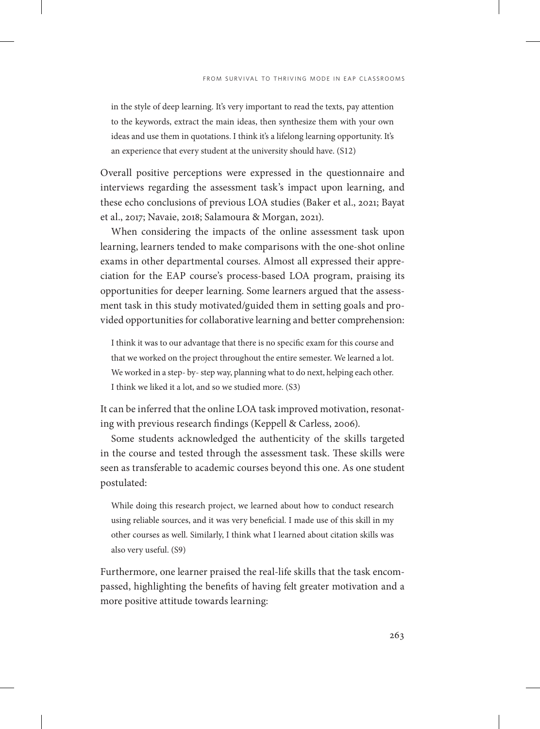> in the style of deep learning. It's very important to read the texts, pay attention to the keywords, extract the main ideas, then synthesize them with your own ideas and use them in quotations. I think it's a lifelong learning opportunity. It's an experience that every student at the university should have. (S12)

Overall positive perceptions were expressed in the questionnaire and interviews regarding the assessment task's impact upon learning, and these echo conclusions of previous LOA studies (Baker et al., 2021; Bayat et al., 2017; Navaie, 2018; Salamoura & Morgan, 2021).

When considering the impacts of the online assessment task upon learning, learners tended to make comparisons with the one-shot online exams in other departmental courses. Almost all expressed their appreciation for the EAP course's process-based LOA program, praising its opportunities for deeper learning. Some learners argued that the assessment task in this study motivated/guided them in setting goals and provided opportunities for collaborative learning and better comprehension:

> I think it was to our advantage that there is no specific exam for this course and that we worked on the project throughout the entire semester. We learned a lot. We worked in a step- by- step way, planning what to do next, helping each other. I think we liked it a lot, and so we studied more. (S3)

It can be inferred that the online LOA task improved motivation, resonating with previous research findings (Keppell & Carless, 2006).

Some students acknowledged the authenticity of the skills targeted in the course and tested through the assessment task. These skills were seen as transferable to academic courses beyond this one. As one student postulated:

> While doing this research project, we learned about how to conduct research using reliable sources, and it was very beneficial. I made use of this skill in my other courses as well. Similarly, I think what I learned about citation skills was also very useful. (S9)

Furthermore, one learner praised the real-life skills that the task encompassed, highlighting the benefits of having felt greater motivation and a more positive attitude towards learning: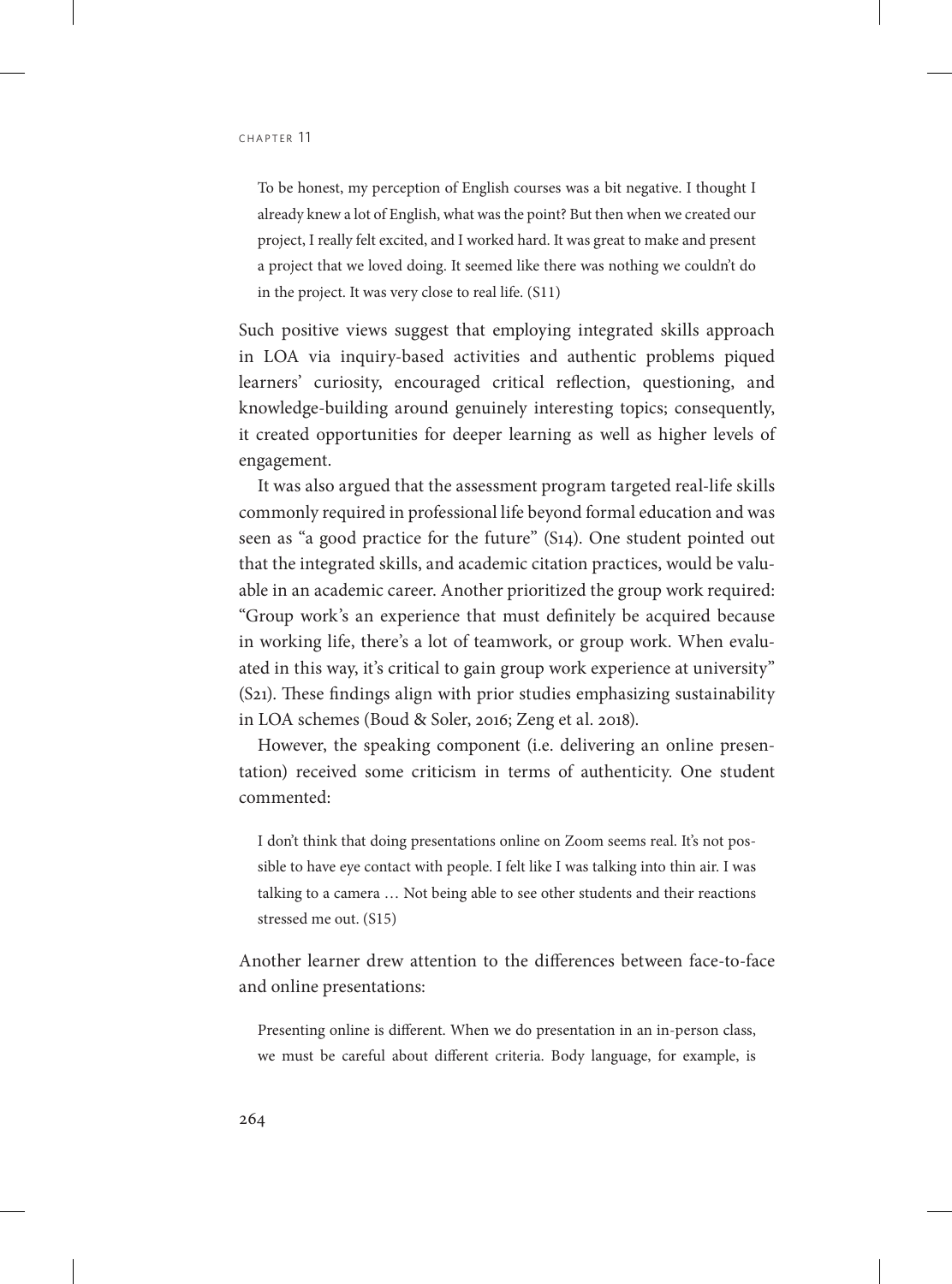> To be honest, my perception of English courses was a bit negative. I thought I already knew a lot of English, what was the point? But then when we created our project, I really felt excited, and I worked hard. It was great to make and present a project that we loved doing. It seemed like there was nothing we couldn't do in the project. It was very close to real life. (S11)

Such positive views suggest that employing integrated skills approach in LOA via inquiry-based activities and authentic problems piqued learners' curiosity, encouraged critical reflection, questioning, and knowledge-building around genuinely interesting topics; consequently, it created opportunities for deeper learning as well as higher levels of engagement.

It was also argued that the assessment program targeted real-life skills commonly required in professional life beyond formal education and was seen as "a good practice for the future" (S14). One student pointed out that the integrated skills, and academic citation practices, would be valuable in an academic career. Another prioritized the group work required: "Group work's an experience that must definitely be acquired because in working life, there's a lot of teamwork, or group work. When evaluated in this way, it's critical to gain group work experience at university" (S21). These findings align with prior studies emphasizing sustainability in LOA schemes (Boud & Soler, 2016; Zeng et al. 2018).

However, the speaking component (i.e. delivering an online presentation) received some criticism in terms of authenticity. One student commented:

> I don't think that doing presentations online on Zoom seems real. It's not possible to have eye contact with people. I felt like I was talking into thin air. I was talking to a camera … Not being able to see other students and their reactions stressed me out. (S15)

Another learner drew attention to the differences between face-to-face and online presentations:

> Presenting online is different. When we do presentation in an in-person class, we must be careful about different criteria. Body language, for example, is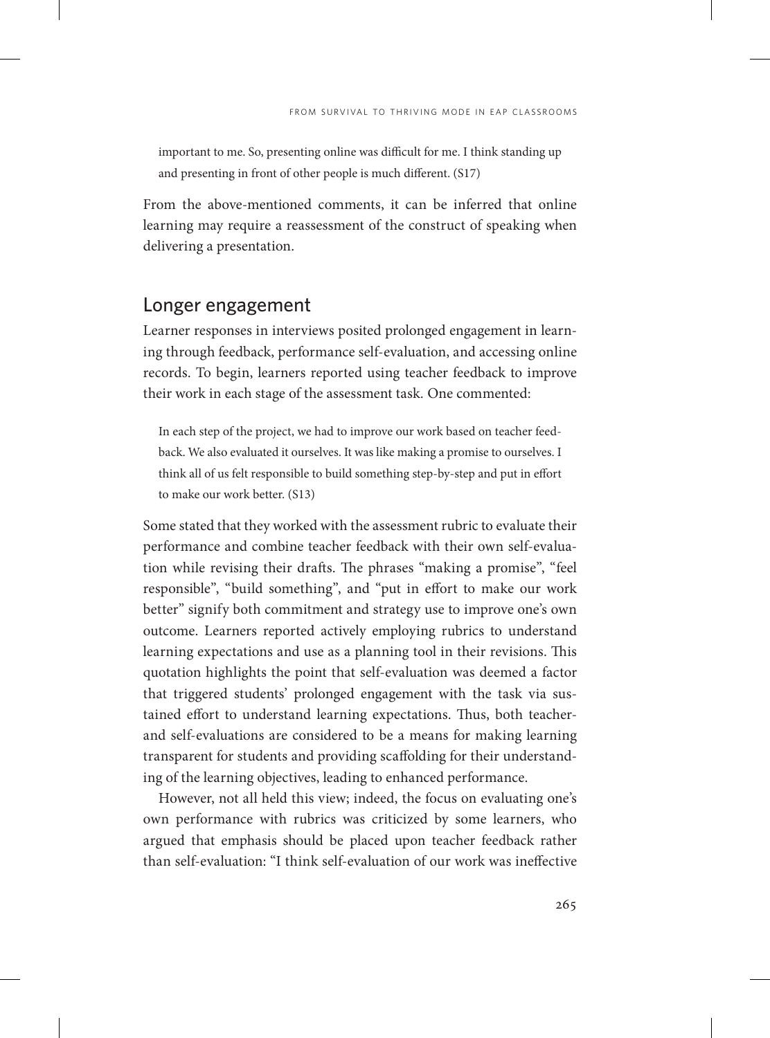> important to me. So, presenting online was difficult for me. I think standing up and presenting in front of other people is much different. (S17)

From the above-mentioned comments, it can be inferred that online learning may require a reassessment of the construct of speaking when delivering a presentation.

## Longer engagement

Learner responses in interviews posited prolonged engagement in learning through feedback, performance self-evaluation, and accessing online records. To begin, learners reported using teacher feedback to improve their work in each stage of the assessment task. One commented:

> In each step of the project, we had to improve our work based on teacher feedback. We also evaluated it ourselves. It was like making a promise to ourselves. I think all of us felt responsible to build something step-by-step and put in effort to make our work better. (S13)

Some stated that they worked with the assessment rubric to evaluate their performance and combine teacher feedback with their own self-evaluation while revising their drafts. The phrases "making a promise", "feel responsible", "build something", and "put in effort to make our work better" signify both commitment and strategy use to improve one's own outcome. Learners reported actively employing rubrics to understand learning expectations and use as a planning tool in their revisions. This quotation highlights the point that self-evaluation was deemed a factor that triggered students' prolonged engagement with the task via sustained effort to understand learning expectations. Thus, both teacher- and self-evaluations are considered to be a means for making learning transparent for students and providing scaffolding for their understanding of the learning objectives, leading to enhanced performance.

However, not all held this view; indeed, the focus on evaluating one's own performance with rubrics was criticized by some learners, who argued that emphasis should be placed upon teacher feedback rather than self-evaluation: "I think self-evaluation of our work was ineffective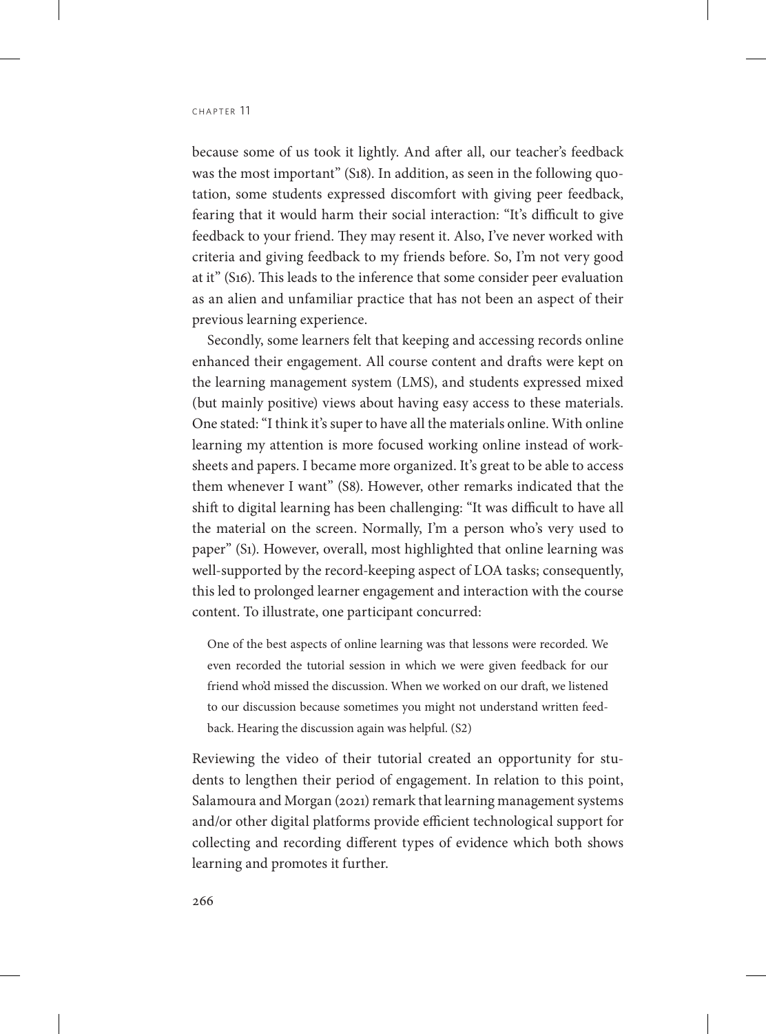because some of us took it lightly. And after all, our teacher's feedback was the most important" (S18). In addition, as seen in the following quotation, some students expressed discomfort with giving peer feedback, fearing that it would harm their social interaction: "It's difficult to give feedback to your friend. They may resent it. Also, I've never worked with criteria and giving feedback to my friends before. So, I'm not very good at it" (S16). This leads to the inference that some consider peer evaluation as an alien and unfamiliar practice that has not been an aspect of their previous learning experience.

Secondly, some learners felt that keeping and accessing records online enhanced their engagement. All course content and drafts were kept on the learning management system (LMS), and students expressed mixed (but mainly positive) views about having easy access to these materials. One stated: "I think it's super to have all the materials online. With online learning my attention is more focused working online instead of worksheets and papers. I became more organized. It's great to be able to access them whenever I want" (S8). However, other remarks indicated that the shift to digital learning has been challenging: "It was difficult to have all the material on the screen. Normally, I'm a person who's very used to paper" (S1). However, overall, most highlighted that online learning was well-supported by the record-keeping aspect of LOA tasks; consequently, this led to prolonged learner engagement and interaction with the course content. To illustrate, one participant concurred:

> One of the best aspects of online learning was that lessons were recorded. We even recorded the tutorial session in which we were given feedback for our friend who'd missed the discussion. When we worked on our draft, we listened to our discussion because sometimes you might not understand written feedback. Hearing the discussion again was helpful. (S2)

Reviewing the video of their tutorial created an opportunity for students to lengthen their period of engagement. In relation to this point, Salamoura and Morgan (2021) remark that learning management systems and/or other digital platforms provide efficient technological support for collecting and recording different types of evidence which both shows learning and promotes it further.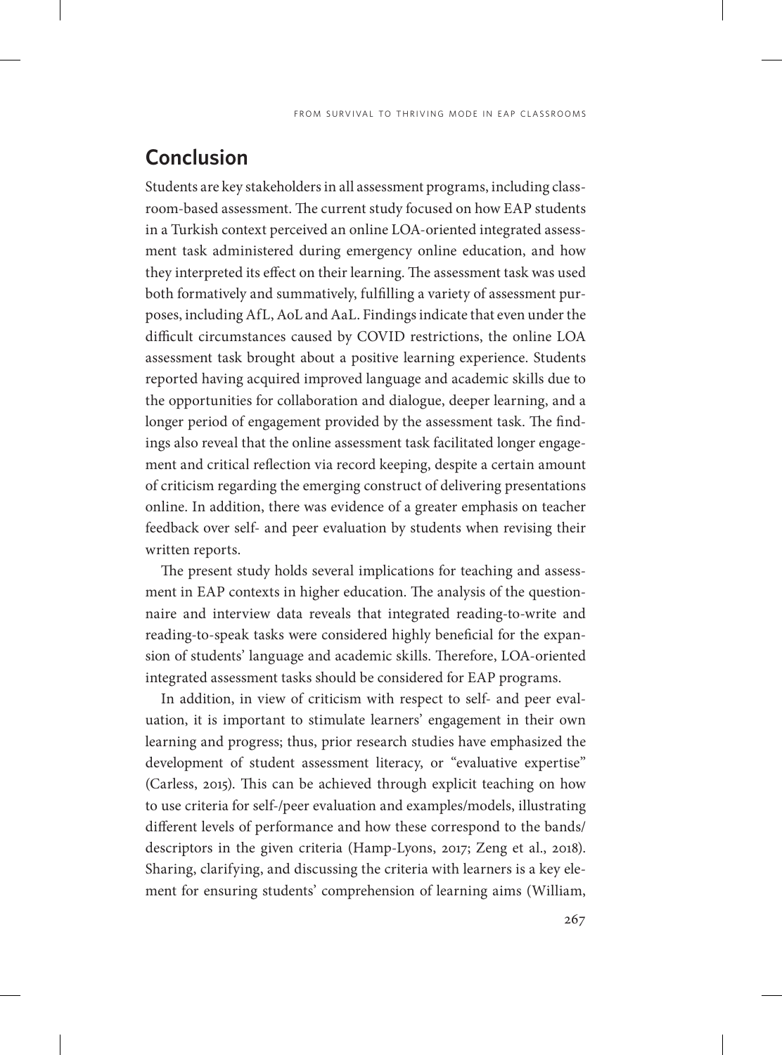## Conclusion

Students are key stakeholders in all assessment programs, including classroom-based assessment. The current study focused on how EAP students in a Turkish context perceived an online LOA-oriented integrated assessment task administered during emergency online education, and how they interpreted its effect on their learning. The assessment task was used both formatively and summatively, fulfilling a variety of assessment purposes, including AfL, AoL and AaL. Findings indicate that even under the difficult circumstances caused by COVID restrictions, the online LOA assessment task brought about a positive learning experience. Students reported having acquired improved language and academic skills due to the opportunities for collaboration and dialogue, deeper learning, and a longer period of engagement provided by the assessment task. The findings also reveal that the online assessment task facilitated longer engagement and critical reflection via record keeping, despite a certain amount of criticism regarding the emerging construct of delivering presentations online. In addition, there was evidence of a greater emphasis on teacher feedback over self- and peer evaluation by students when revising their written reports.

The present study holds several implications for teaching and assessment in EAP contexts in higher education. The analysis of the questionnaire and interview data reveals that integrated reading-to-write and reading-to-speak tasks were considered highly beneficial for the expansion of students' language and academic skills. Therefore, LOA-oriented integrated assessment tasks should be considered for EAP programs.

In addition, in view of criticism with respect to self- and peer evaluation, it is important to stimulate learners' engagement in their own learning and progress; thus, prior research studies have emphasized the development of student assessment literacy, or "evaluative expertise" (Carless, 2015). This can be achieved through explicit teaching on how to use criteria for self-/peer evaluation and examples/models, illustrating different levels of performance and how these correspond to the bands/descriptors in the given criteria (Hamp-Lyons, 2017; Zeng et al., 2018). Sharing, clarifying, and discussing the criteria with learners is a key element for ensuring students' comprehension of learning aims (William,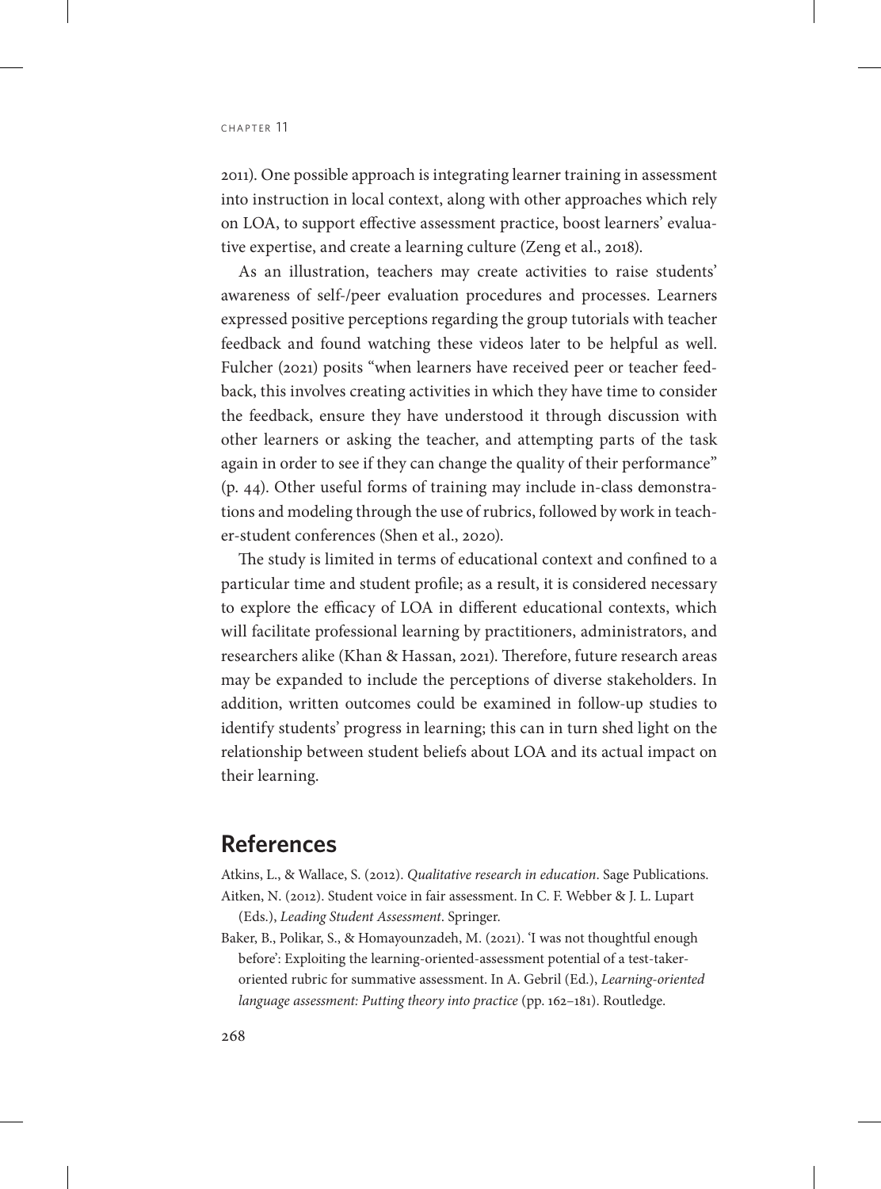2011). One possible approach is integrating learner training in assessment into instruction in local context, along with other approaches which rely on LOA, to support effective assessment practice, boost learners' evaluative expertise, and create a learning culture (Zeng et al., 2018).

As an illustration, teachers may create activities to raise students' awareness of self-/peer evaluation procedures and processes. Learners expressed positive perceptions regarding the group tutorials with teacher feedback and found watching these videos later to be helpful as well. Fulcher (2021) posits "when learners have received peer or teacher feedback, this involves creating activities in which they have time to consider the feedback, ensure they have understood it through discussion with other learners or asking the teacher, and attempting parts of the task again in order to see if they can change the quality of their performance" (p. 44). Other useful forms of training may include in-class demonstrations and modeling through the use of rubrics, followed by work in teacher-student conferences (Shen et al., 2020).

The study is limited in terms of educational context and confined to a particular time and student profile; as a result, it is considered necessary to explore the efficacy of LOA in different educational contexts, which will facilitate professional learning by practitioners, administrators, and researchers alike (Khan & Hassan, 2021). Therefore, future research areas may be expanded to include the perceptions of diverse stakeholders. In addition, written outcomes could be examined in follow-up studies to identify students' progress in learning; this can in turn shed light on the relationship between student beliefs about LOA and its actual impact on their learning.

## References

Atkins, L., & Wallace, S. (2012). *Qualitative research in education*. Sage Publications.

Aitken, N. (2012). Student voice in fair assessment. In C. F. Webber & J. L. Lupart (Eds.), *Leading Student Assessment*. Springer.

Baker, B., Polikar, S., & Homayounzadeh, M. (2021). 'I was not thoughtful enough before': Exploiting the learning-oriented-assessment potential of a test-taker-oriented rubric for summative assessment. In A. Gebril (Ed.), *Learning-oriented language assessment: Putting theory into practice* (pp. 162–181). Routledge.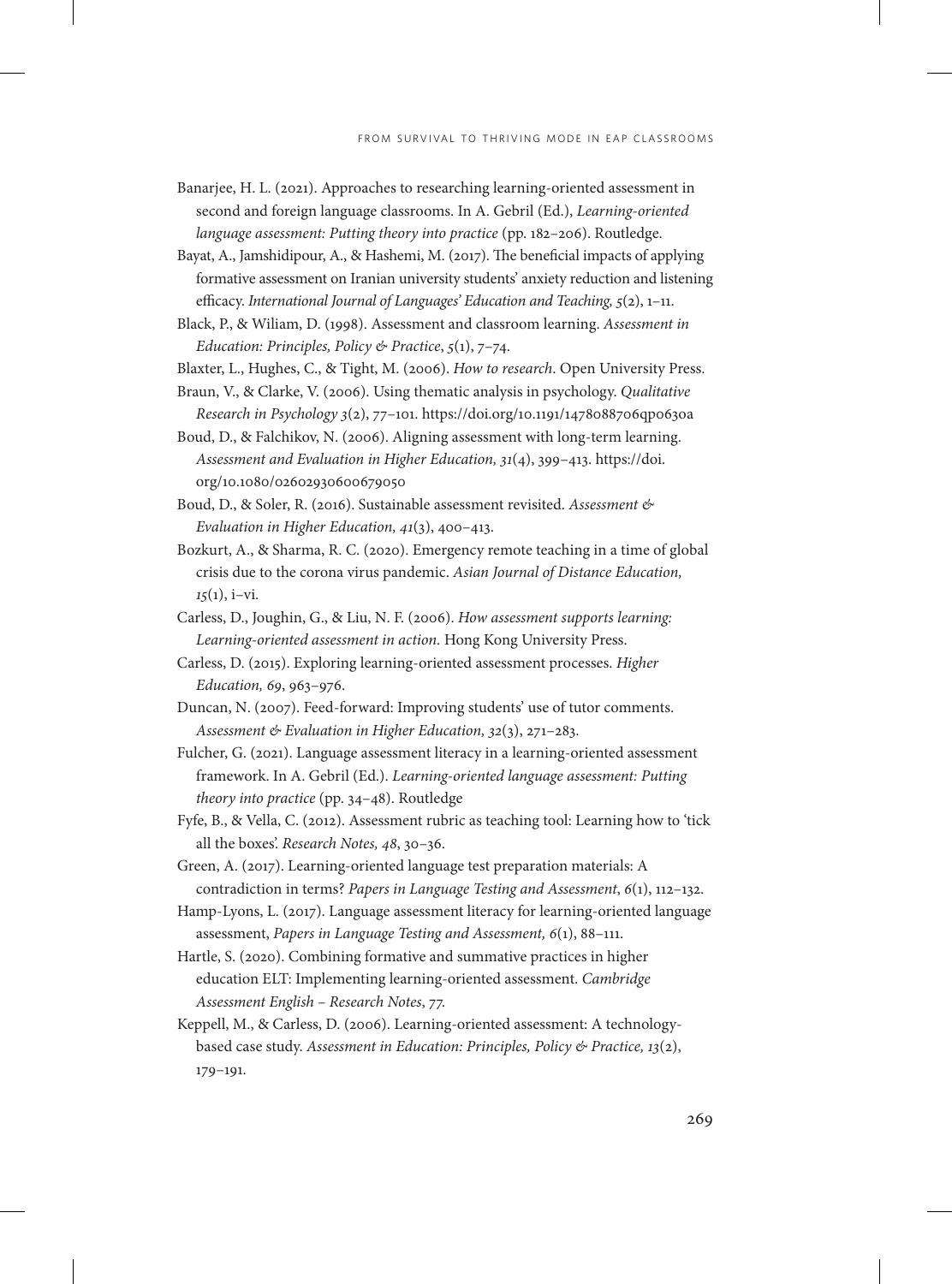Banarjee, H. L. (2021). Approaches to researching learning-oriented assessment in second and foreign language classrooms. In A. Gebril (Ed.), *Learning-oriented language assessment: Putting theory into practice* (pp. 182–206). Routledge.

Bayat, A., Jamshidipour, A., & Hashemi, M. (2017). The beneficial impacts of applying formative assessment on Iranian university students' anxiety reduction and listening efficacy. *International Journal of Languages' Education and Teaching, 5*(2), 1–11.

Black, P., & Wiliam, D. (1998). Assessment and classroom learning. *Assessment in Education: Principles, Policy & Practice*, *5*(1), 7–74.

Blaxter, L., Hughes, C., & Tight, M. (2006). *How to research*. Open University Press.

Braun, V., & Clarke, V. (2006). Using thematic analysis in psychology. *Qualitative Research in Psychology 3*(2), 77–101. https://doi.org/10.1191/1478088706qp063oa

Boud, D., & Falchikov, N. (2006). Aligning assessment with long-term learning. *Assessment and Evaluation in Higher Education, 31*(4), 399–413. https://doi.org/10.1080/02602930600679050

Boud, D., & Soler, R. (2016). Sustainable assessment revisited. *Assessment & Evaluation in Higher Education, 41*(3), 400–413.

Bozkurt, A., & Sharma, R. C. (2020). Emergency remote teaching in a time of global crisis due to the corona virus pandemic. *Asian Journal of Distance Education, 15*(1), i–vi.

Carless, D., Joughin, G., & Liu, N. F. (2006). *How assessment supports learning: Learning-oriented assessment in action.* Hong Kong University Press.

Carless, D. (2015). Exploring learning-oriented assessment processes. *Higher Education, 69*, 963–976.

Duncan, N. (2007). Feed-forward: Improving students' use of tutor comments. *Assessment & Evaluation in Higher Education, 32*(3), 271–283.

Fulcher, G. (2021). Language assessment literacy in a learning-oriented assessment framework. In A. Gebril (Ed.). *Learning-oriented language assessment: Putting theory into practice* (pp. 34–48). Routledge

Fyfe, B., & Vella, C. (2012). Assessment rubric as teaching tool: Learning how to 'tick all the boxes'. *Research Notes, 48*, 30–36.

Green, A. (2017). Learning-oriented language test preparation materials: A contradiction in terms? *Papers in Language Testing and Assessment*, *6*(1), 112–132.

Hamp-Lyons, L. (2017). Language assessment literacy for learning-oriented language assessment, *Papers in Language Testing and Assessment, 6*(1), 88–111.

Hartle, S. (2020). Combining formative and summative practices in higher education ELT: Implementing learning-oriented assessment. *Cambridge Assessment English – Research Notes*, *77*.

Keppell, M., & Carless, D. (2006). Learning-oriented assessment: A technology-based case study. *Assessment in Education: Principles, Policy & Practice, 13*(2), 179–191.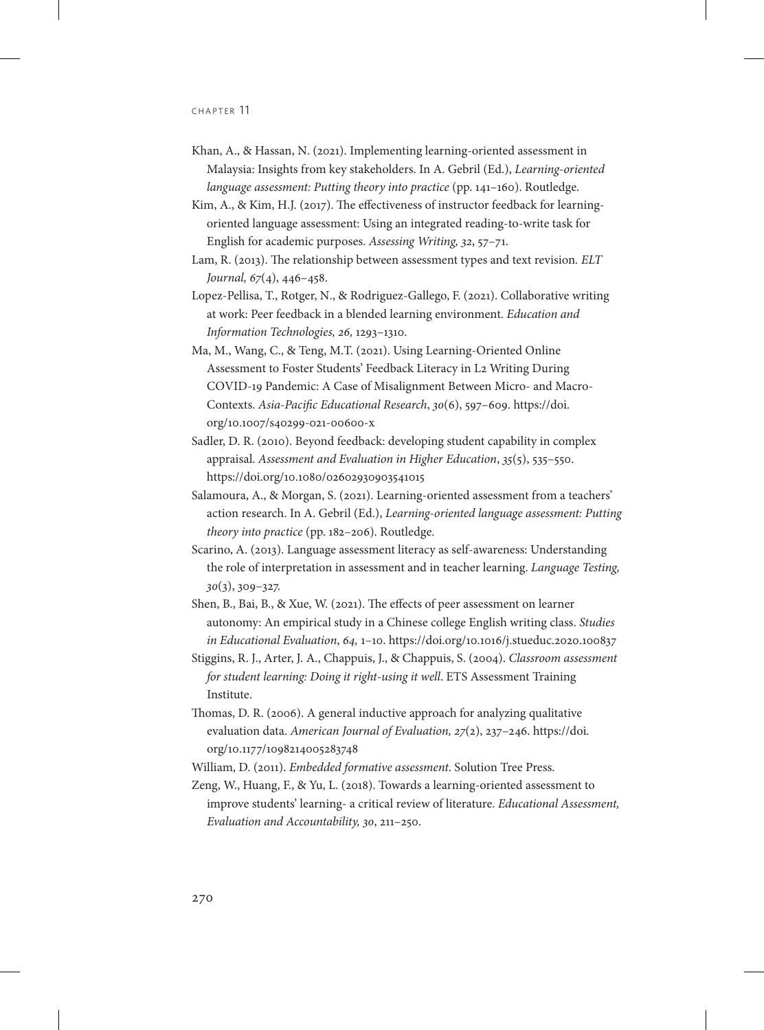Khan, A., & Hassan, N. (2021). Implementing learning-oriented assessment in Malaysia: Insights from key stakeholders. In A. Gebril (Ed.), *Learning-oriented language assessment: Putting theory into practice* (pp. 141–160). Routledge.

Kim, A., & Kim, H.J. (2017). The effectiveness of instructor feedback for learning-oriented language assessment: Using an integrated reading-to-write task for English for academic purposes. *Assessing Writing, 32*, 57–71.

Lam, R. (2013). The relationship between assessment types and text revision. *ELT Journal, 67*(4), 446–458.

Lopez-Pellisa, T., Rotger, N., & Rodriguez-Gallego, F. (2021). Collaborative writing at work: Peer feedback in a blended learning environment. *Education and Information Technologies, 26,* 1293–1310.

Ma, M., Wang, C., & Teng, M.T. (2021). Using Learning-Oriented Online Assessment to Foster Students' Feedback Literacy in L2 Writing During COVID-19 Pandemic: A Case of Misalignment Between Micro- and Macro-Contexts. *Asia-Pacific Educational Research*, *30*(6), 597–609. https://doi.org/10.1007/s40299-021-00600-x

Sadler, D. R. (2010). Beyond feedback: developing student capability in complex appraisal. *Assessment and Evaluation in Higher Education*, *35*(5), 535–550. https://doi.org/10.1080/02602930903541015

Salamoura, A., & Morgan, S. (2021). Learning-oriented assessment from a teachers' action research. In A. Gebril (Ed.), *Learning-oriented language assessment: Putting theory into practice* (pp. 182–206). Routledge.

Scarino, A. (2013). Language assessment literacy as self-awareness: Understanding the role of interpretation in assessment and in teacher learning. *Language Testing, 30*(3), 309–327.

Shen, B., Bai, B., & Xue, W. (2021). The effects of peer assessment on learner autonomy: An empirical study in a Chinese college English writing class. *Studies in Educational Evaluation*, *64,* 1–10. https://doi.org/10.1016/j.stueduc.2020.100837

Stiggins, R. J., Arter, J. A., Chappuis, J., & Chappuis, S. (2004). *Classroom assessment for student learning: Doing it right-using it well*. ETS Assessment Training Institute.

Thomas, D. R. (2006). A general inductive approach for analyzing qualitative evaluation data. *American Journal of Evaluation, 27*(2), 237–246. https://doi.org/10.1177/1098214005283748

William, D. (2011). *Embedded formative assessment*. Solution Tree Press.

Zeng, W., Huang, F., & Yu, L. (2018). Towards a learning-oriented assessment to improve students' learning- a critical review of literature. *Educational Assessment, Evaluation and Accountability, 30*, 211–250.